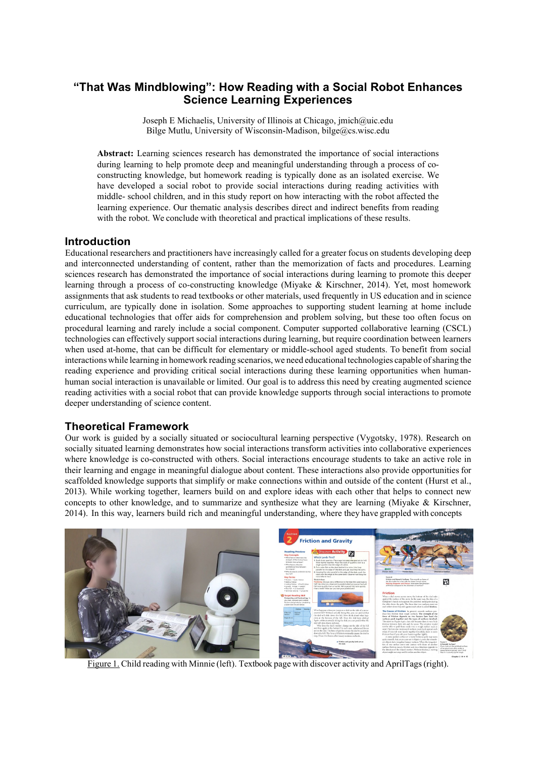# "That Was Mindblowing": How Reading with a Social Robot Enhances Science Learning Experiences

Joseph E Michaelis, University of Illinois at Chicago, jmich@uic.edu
Bilge Mutlu, University of Wisconsin-Madison, bilge@cs.wisc.edu

**Abstract:** Learning sciences research has demonstrated the importance of social interactions during learning to help promote deep and meaningful understanding through a process of co-constructing knowledge, but homework reading is typically done as an isolated exercise. We have developed a social robot to provide social interactions during reading activities with middle- school children, and in this study report on how interacting with the robot affected the learning experience. Our thematic analysis describes direct and indirect benefits from reading with the robot. We conclude with theoretical and practical implications of these results.

## Introduction

Educational researchers and practitioners have increasingly called for a greater focus on students developing deep and interconnected understanding of content, rather than the memorization of facts and procedures. Learning sciences research has demonstrated the importance of social interactions during learning to promote this deeper learning through a process of co-constructing knowledge (Miyake & Kirschner, 2014). Yet, most homework assignments that ask students to read textbooks or other materials, used frequently in US education and in science curriculum, are typically done in isolation. Some approaches to supporting student learning at home include educational technologies that offer aids for comprehension and problem solving, but these too often focus on procedural learning and rarely include a social component. Computer supported collaborative learning (CSCL) technologies can effectively support social interactions during learning, but require coordination between learners when used at-home, that can be difficult for elementary or middle-school aged students. To benefit from social interactions while learning in homework reading scenarios, we need educational technologies capable of sharing the reading experience and providing critical social interactions during these learning opportunities when human-human social interaction is unavailable or limited. Our goal is to address this need by creating augmented science reading activities with a social robot that can provide knowledge supports through social interactions to promote deeper understanding of science content.

## Theoretical Framework

Our work is guided by a socially situated or sociocultural learning perspective (Vygotsky, 1978). Research on socially situated learning demonstrates how social interactions transform activities into collaborative experiences where knowledge is co-constructed with others. Social interactions encourage students to take an active role in their learning and engage in meaningful dialogue about content. These interactions also provide opportunities for scaffolded knowledge supports that simplify or make connections within and outside of the content (Hurst et al., 2013). While working together, learners build on and explore ideas with each other that helps to connect new concepts to other knowledge, and to summarize and synthesize what they are learning (Miyake & Kirschner, 2014). In this way, learners build rich and meaningful understanding, where they have grappled with concepts

Figure 1. Child reading with Minnie (left). Textbook page with discover activity and AprilTags (right).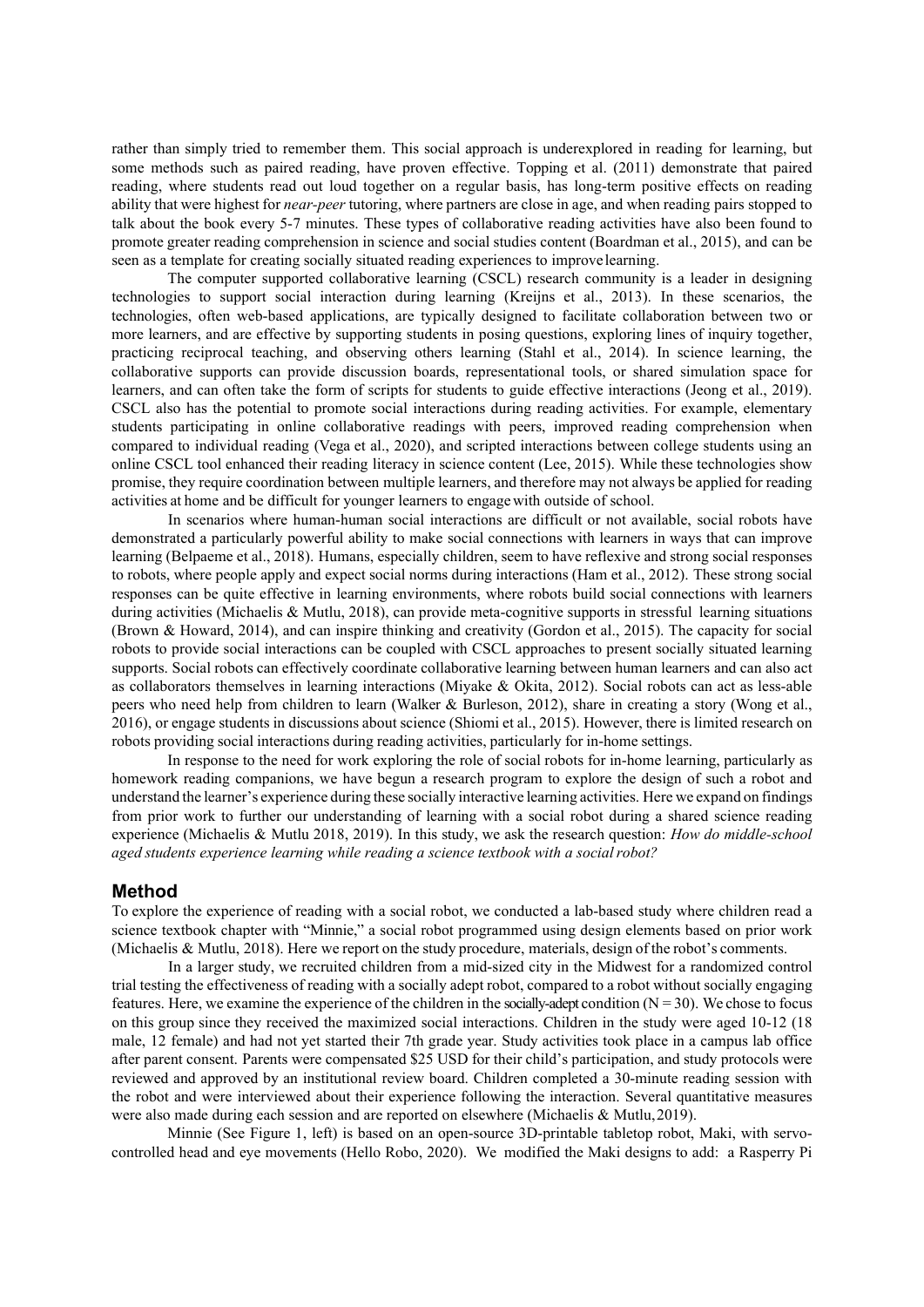rather than simply tried to remember them. This social approach is underexplored in reading for learning, but some methods such as paired reading, have proven effective. Topping et al. (2011) demonstrate that paired reading, where students read out loud together on a regular basis, has long-term positive effects on reading ability that were highest for *near-peer* tutoring, where partners are close in age, and when reading pairs stopped to talk about the book every 5-7 minutes. These types of collaborative reading activities have also been found to promote greater reading comprehension in science and social studies content (Boardman et al., 2015), and can be seen as a template for creating socially situated reading experiences to improve learning.

The computer supported collaborative learning (CSCL) research community is a leader in designing technologies to support social interaction during learning (Kreijns et al., 2013). In these scenarios, the technologies, often web-based applications, are typically designed to facilitate collaboration between two or more learners, and are effective by supporting students in posing questions, exploring lines of inquiry together, practicing reciprocal teaching, and observing others learning (Stahl et al., 2014). In science learning, the collaborative supports can provide discussion boards, representational tools, or shared simulation space for learners, and can often take the form of scripts for students to guide effective interactions (Jeong et al., 2019). CSCL also has the potential to promote social interactions during reading activities. For example, elementary students participating in online collaborative readings with peers, improved reading comprehension when compared to individual reading (Vega et al., 2020), and scripted interactions between college students using an online CSCL tool enhanced their reading literacy in science content (Lee, 2015). While these technologies show promise, they require coordination between multiple learners, and therefore may not always be applied for reading activities at home and be difficult for younger learners to engage with outside of school.

In scenarios where human-human social interactions are difficult or not available, social robots have demonstrated a particularly powerful ability to make social connections with learners in ways that can improve learning (Belpaeme et al., 2018). Humans, especially children, seem to have reflexive and strong social responses to robots, where people apply and expect social norms during interactions (Ham et al., 2012). These strong social responses can be quite effective in learning environments, where robots build social connections with learners during activities (Michaelis & Mutlu, 2018), can provide meta-cognitive supports in stressful learning situations (Brown & Howard, 2014), and can inspire thinking and creativity (Gordon et al., 2015). The capacity for social robots to provide social interactions can be coupled with CSCL approaches to present socially situated learning supports. Social robots can effectively coordinate collaborative learning between human learners and can also act as collaborators themselves in learning interactions (Miyake & Okita, 2012). Social robots can act as less-able peers who need help from children to learn (Walker & Burleson, 2012), share in creating a story (Wong et al., 2016), or engage students in discussions about science (Shiomi et al., 2015). However, there is limited research on robots providing social interactions during reading activities, particularly for in-home settings.

In response to the need for work exploring the role of social robots for in-home learning, particularly as homework reading companions, we have begun a research program to explore the design of such a robot and understand the learner's experience during these socially interactive learning activities. Here we expand on findings from prior work to further our understanding of learning with a social robot during a shared science reading experience (Michaelis & Mutlu 2018, 2019). In this study, we ask the research question: *How do middle-school aged students experience learning while reading a science textbook with a social robot?*

## Method

To explore the experience of reading with a social robot, we conducted a lab-based study where children read a science textbook chapter with "Minnie," a social robot programmed using design elements based on prior work (Michaelis & Mutlu, 2018). Here we report on the study procedure, materials, design of the robot's comments.

In a larger study, we recruited children from a mid-sized city in the Midwest for a randomized control trial testing the effectiveness of reading with a socially adept robot, compared to a robot without socially engaging features. Here, we examine the experience of the children in the socially-adept condition (N = 30). We chose to focus on this group since they received the maximized social interactions. Children in the study were aged 10-12 (18 male, 12 female) and had not yet started their 7th grade year. Study activities took place in a campus lab office after parent consent. Parents were compensated $25 USD for their child's participation, and study protocols were reviewed and approved by an institutional review board. Children completed a 30-minute reading session with the robot and were interviewed about their experience following the interaction. Several quantitative measures were also made during each session and are reported on elsewhere (Michaelis & Mutlu, 2019).

Minnie (See Figure 1, left) is based on an open-source 3D-printable tabletop robot, Maki, with servo-controlled head and eye movements (Hello Robo, 2020). We modified the Maki designs to add: a Rasperry Pi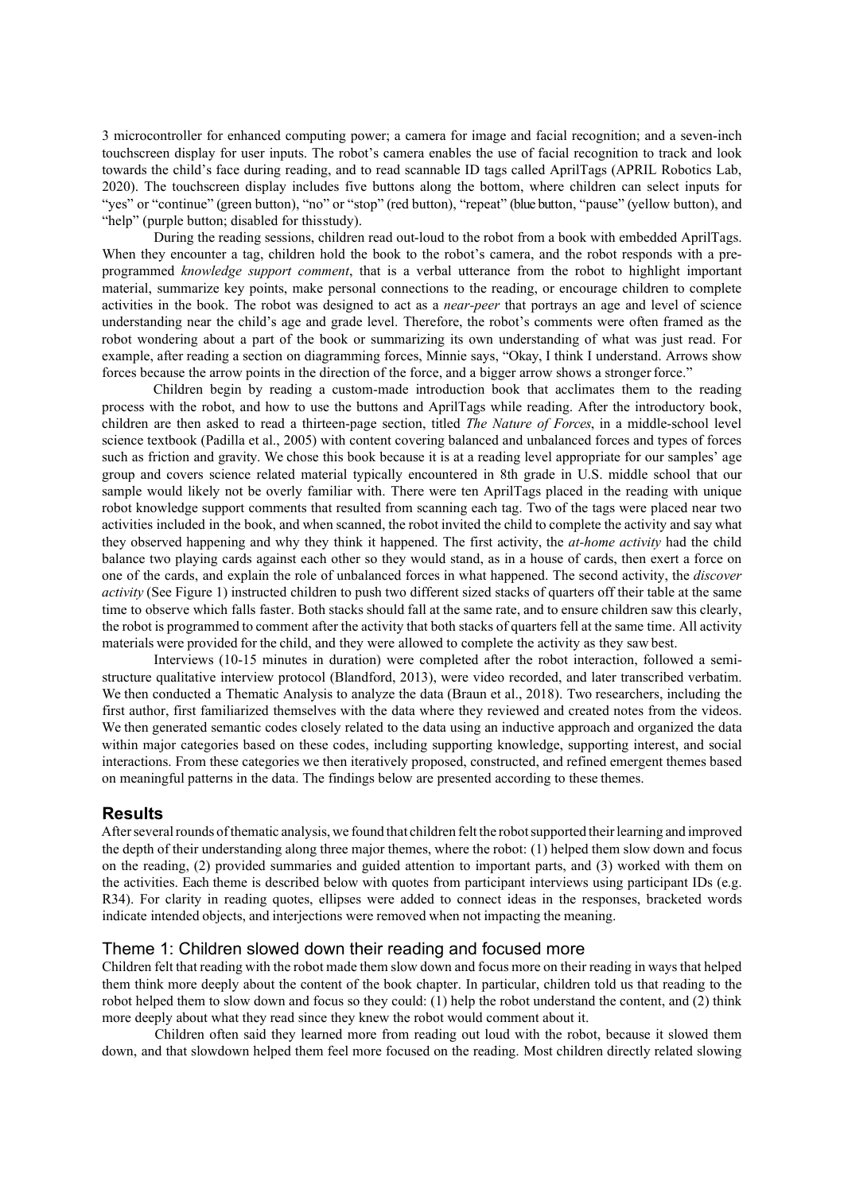3 microcontroller for enhanced computing power; a camera for image and facial recognition; and a seven-inch touchscreen display for user inputs. The robot's camera enables the use of facial recognition to track and look towards the child's face during reading, and to read scannable ID tags called AprilTags (APRIL Robotics Lab, 2020). The touchscreen display includes five buttons along the bottom, where children can select inputs for "yes" or "continue" (green button), "no" or "stop" (red button), "repeat" (blue button, "pause" (yellow button), and "help" (purple button; disabled for thisstudy).

During the reading sessions, children read out-loud to the robot from a book with embedded AprilTags. When they encounter a tag, children hold the book to the robot's camera, and the robot responds with a pre-programmed *knowledge support comment*, that is a verbal utterance from the robot to highlight important material, summarize key points, make personal connections to the reading, or encourage children to complete activities in the book. The robot was designed to act as a *near-peer* that portrays an age and level of science understanding near the child's age and grade level. Therefore, the robot's comments were often framed as the robot wondering about a part of the book or summarizing its own understanding of what was just read. For example, after reading a section on diagramming forces, Minnie says, "Okay, I think I understand. Arrows show forces because the arrow points in the direction of the force, and a bigger arrow shows a stronger force."

Children begin by reading a custom-made introduction book that acclimates them to the reading process with the robot, and how to use the buttons and AprilTags while reading. After the introductory book, children are then asked to read a thirteen-page section, titled *The Nature of Forces*, in a middle-school level science textbook (Padilla et al., 2005) with content covering balanced and unbalanced forces and types of forces such as friction and gravity. We chose this book because it is at a reading level appropriate for our samples' age group and covers science related material typically encountered in 8th grade in U.S. middle school that our sample would likely not be overly familiar with. There were ten AprilTags placed in the reading with unique robot knowledge support comments that resulted from scanning each tag. Two of the tags were placed near two activities included in the book, and when scanned, the robot invited the child to complete the activity and say what they observed happening and why they think it happened. The first activity, the *at-home activity* had the child balance two playing cards against each other so they would stand, as in a house of cards, then exert a force on one of the cards, and explain the role of unbalanced forces in what happened. The second activity, the *discover activity* (See Figure 1) instructed children to push two different sized stacks of quarters off their table at the same time to observe which falls faster. Both stacks should fall at the same rate, and to ensure children saw this clearly, the robot is programmed to comment after the activity that both stacks of quarters fell at the same time. All activity materials were provided for the child, and they were allowed to complete the activity as they saw best.

Interviews (10-15 minutes in duration) were completed after the robot interaction, followed a semi-structure qualitative interview protocol (Blandford, 2013), were video recorded, and later transcribed verbatim. We then conducted a Thematic Analysis to analyze the data (Braun et al., 2018). Two researchers, including the first author, first familiarized themselves with the data where they reviewed and created notes from the videos. We then generated semantic codes closely related to the data using an inductive approach and organized the data within major categories based on these codes, including supporting knowledge, supporting interest, and social interactions. From these categories we then iteratively proposed, constructed, and refined emergent themes based on meaningful patterns in the data. The findings below are presented according to these themes.

## Results

After several rounds of thematic analysis, we found that children felt the robot supported their learning and improved the depth of their understanding along three major themes, where the robot: (1) helped them slow down and focus on the reading, (2) provided summaries and guided attention to important parts, and (3) worked with them on the activities. Each theme is described below with quotes from participant interviews using participant IDs (e.g. R34). For clarity in reading quotes, ellipses were added to connect ideas in the responses, bracketed words indicate intended objects, and interjections were removed when not impacting the meaning.

### Theme 1: Children slowed down their reading and focused more

Children felt that reading with the robot made them slow down and focus more on their reading in ways that helped them think more deeply about the content of the book chapter. In particular, children told us that reading to the robot helped them to slow down and focus so they could: (1) help the robot understand the content, and (2) think more deeply about what they read since they knew the robot would comment about it.

Children often said they learned more from reading out loud with the robot, because it slowed them down, and that slowdown helped them feel more focused on the reading. Most children directly related slowing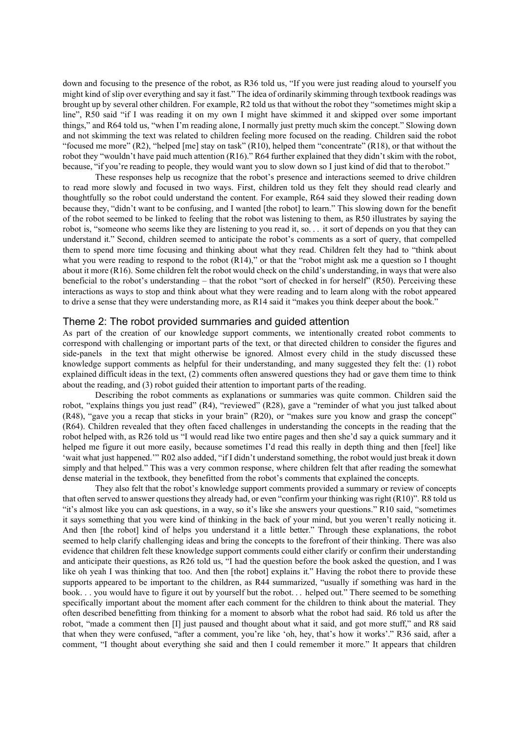down and focusing to the presence of the robot, as R36 told us, "If you were just reading aloud to yourself you might kind of slip over everything and say it fast." The idea of ordinarily skimming through textbook readings was brought up by several other children. For example, R2 told us that without the robot they "sometimes might skip a line", R50 said "if I was reading it on my own I might have skimmed it and skipped over some important things," and R64 told us, "when I'm reading alone, I normally just pretty much skim the concept." Slowing down and not skimming the text was related to children feeling more focused on the reading. Children said the robot "focused me more" (R2), "helped [me] stay on task" (R10), helped them "concentrate" (R18), or that without the robot they "wouldn't have paid much attention (R16)." R64 further explained that they didn't skim with the robot, because, "if you're reading to people, they would want you to slow down so I just kind of did that to the robot."

These responses help us recognize that the robot's presence and interactions seemed to drive children to read more slowly and focused in two ways. First, children told us they felt they should read clearly and thoughtfully so the robot could understand the content. For example, R64 said they slowed their reading down because they, "didn't want to be confusing, and I wanted [the robot] to learn." This slowing down for the benefit of the robot seemed to be linked to feeling that the robot was listening to them, as R50 illustrates by saying the robot is, "someone who seems like they are listening to you read it, so. . . it sort of depends on you that they can understand it." Second, children seemed to anticipate the robot's comments as a sort of query, that compelled them to spend more time focusing and thinking about what they read. Children felt they had to "think about what you were reading to respond to the robot (R14)," or that the "robot might ask me a question so I thought about it more (R16). Some children felt the robot would check on the child's understanding, in ways that were also beneficial to the robot's understanding – that the robot "sort of checked in for herself" (R50). Perceiving these interactions as ways to stop and think about what they were reading and to learn along with the robot appeared to drive a sense that they were understanding more, as R14 said it "makes you think deeper about the book."

## Theme 2: The robot provided summaries and guided attention

As part of the creation of our knowledge support comments, we intentionally created robot comments to correspond with challenging or important parts of the text, or that directed children to consider the figures and side-panels in the text that might otherwise be ignored. Almost every child in the study discussed these knowledge support comments as helpful for their understanding, and many suggested they felt the: (1) robot explained difficult ideas in the text, (2) comments often answered questions they had or gave them time to think about the reading, and (3) robot guided their attention to important parts of the reading.

Describing the robot comments as explanations or summaries was quite common. Children said the robot, "explains things you just read" (R4), "reviewed" (R28), gave a "reminder of what you just talked about (R48), "gave you a recap that sticks in your brain" (R20), or "makes sure you know and grasp the concept" (R64). Children revealed that they often faced challenges in understanding the concepts in the reading that the robot helped with, as R26 told us "I would read like two entire pages and then she'd say a quick summary and it helped me figure it out more easily, because sometimes I'd read this really in depth thing and then [feel] like 'wait what just happened.'" R02 also added, "if I didn't understand something, the robot would just break it down simply and that helped." This was a very common response, where children felt that after reading the somewhat dense material in the textbook, they benefitted from the robot's comments that explained the concepts.

They also felt that the robot's knowledge support comments provided a summary or review of concepts that often served to answer questions they already had, or even "confirm your thinking was right (R10)". R8 told us "it's almost like you can ask questions, in a way, so it's like she answers your questions." R10 said, "sometimes it says something that you were kind of thinking in the back of your mind, but you weren't really noticing it. And then [the robot] kind of helps you understand it a little better." Through these explanations, the robot seemed to help clarify challenging ideas and bring the concepts to the forefront of their thinking. There was also evidence that children felt these knowledge support comments could either clarify or confirm their understanding and anticipate their questions, as R26 told us, "I had the question before the book asked the question, and I was like oh yeah I was thinking that too. And then [the robot] explains it." Having the robot there to provide these supports appeared to be important to the children, as R44 summarized, "usually if something was hard in the book. . . you would have to figure it out by yourself but the robot. . . helped out." There seemed to be something specifically important about the moment after each comment for the children to think about the material. They often described benefitting from thinking for a moment to absorb what the robot had said. R6 told us after the robot, "made a comment then [I] just paused and thought about what it said, and got more stuff," and R8 said that when they were confused, "after a comment, you're like 'oh, hey, that's how it works'." R36 said, after a comment, "I thought about everything she said and then I could remember it more." It appears that children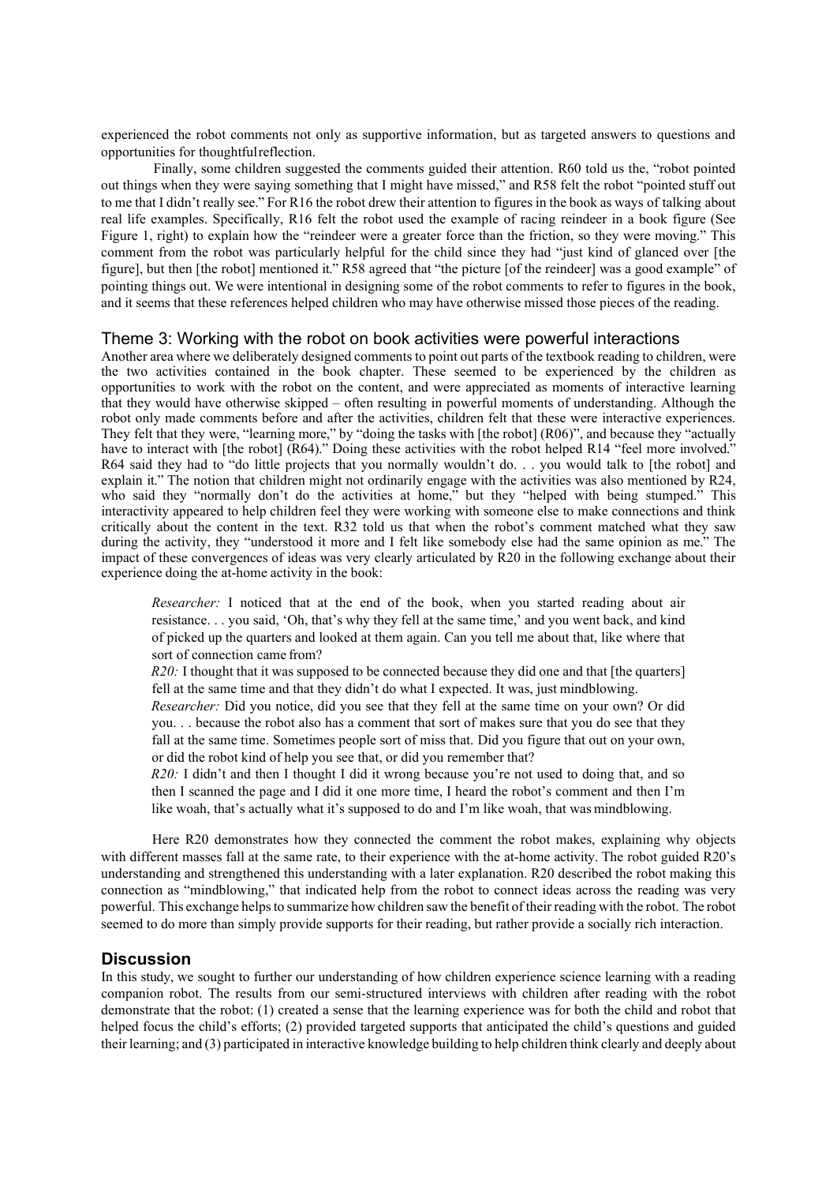experienced the robot comments not only as supportive information, but as targeted answers to questions and opportunities for thoughtful reflection.

Finally, some children suggested the comments guided their attention. R60 told us the, "robot pointed out things when they were saying something that I might have missed," and R58 felt the robot "pointed stuff out to me that I didn't really see." For R16 the robot drew their attention to figures in the book as ways of talking about real life examples. Specifically, R16 felt the robot used the example of racing reindeer in a book figure (See Figure 1, right) to explain how the "reindeer were a greater force than the friction, so they were moving." This comment from the robot was particularly helpful for the child since they had "just kind of glanced over [the figure], but then [the robot] mentioned it." R58 agreed that "the picture [of the reindeer] was a good example" of pointing things out. We were intentional in designing some of the robot comments to refer to figures in the book, and it seems that these references helped children who may have otherwise missed those pieces of the reading.

## Theme 3: Working with the robot on book activities were powerful interactions

Another area where we deliberately designed comments to point out parts of the textbook reading to children, were the two activities contained in the book chapter. These seemed to be experienced by the children as opportunities to work with the robot on the content, and were appreciated as moments of interactive learning that they would have otherwise skipped – often resulting in powerful moments of understanding. Although the robot only made comments before and after the activities, children felt that these were interactive experiences. They felt that they were, "learning more," by "doing the tasks with [the robot] (R06)", and because they "actually have to interact with [the robot] (R64)." Doing these activities with the robot helped R14 "feel more involved." R64 said they had to "do little projects that you normally wouldn't do. . . you would talk to [the robot] and explain it." The notion that children might not ordinarily engage with the activities was also mentioned by R24, who said they "normally don't do the activities at home," but they "helped with being stumped." This interactivity appeared to help children feel they were working with someone else to make connections and think critically about the content in the text. R32 told us that when the robot's comment matched what they saw during the activity, they "understood it more and I felt like somebody else had the same opinion as me." The impact of these convergences of ideas was very clearly articulated by R20 in the following exchange about their experience doing the at-home activity in the book:

> *Researcher:* I noticed that at the end of the book, when you started reading about air resistance. . . you said, 'Oh, that's why they fell at the same time,' and you went back, and kind of picked up the quarters and looked at them again. Can you tell me about that, like where that sort of connection came from?
>
> *R20:* I thought that it was supposed to be connected because they did one and that [the quarters] fell at the same time and that they didn't do what I expected. It was, just mindblowing.
>
> *Researcher:* Did you notice, did you see that they fell at the same time on your own? Or did you. . . because the robot also has a comment that sort of makes sure that you do see that they fall at the same time. Sometimes people sort of miss that. Did you figure that out on your own, or did the robot kind of help you see that, or did you remember that?
>
> *R20:* I didn't and then I thought I did it wrong because you're not used to doing that, and so then I scanned the page and I did it one more time, I heard the robot's comment and then I'm like woah, that's actually what it's supposed to do and I'm like woah, that was mindblowing.

Here R20 demonstrates how they connected the comment the robot makes, explaining why objects with different masses fall at the same rate, to their experience with the at-home activity. The robot guided R20's understanding and strengthened this understanding with a later explanation. R20 described the robot making this connection as "mindblowing," that indicated help from the robot to connect ideas across the reading was very powerful. This exchange helps to summarize how children saw the benefit of their reading with the robot. The robot seemed to do more than simply provide supports for their reading, but rather provide a socially rich interaction.

## Discussion

In this study, we sought to further our understanding of how children experience science learning with a reading companion robot. The results from our semi-structured interviews with children after reading with the robot demonstrate that the robot: (1) created a sense that the learning experience was for both the child and robot that helped focus the child's efforts; (2) provided targeted supports that anticipated the child's questions and guided their learning; and (3) participated in interactive knowledge building to help children think clearly and deeply about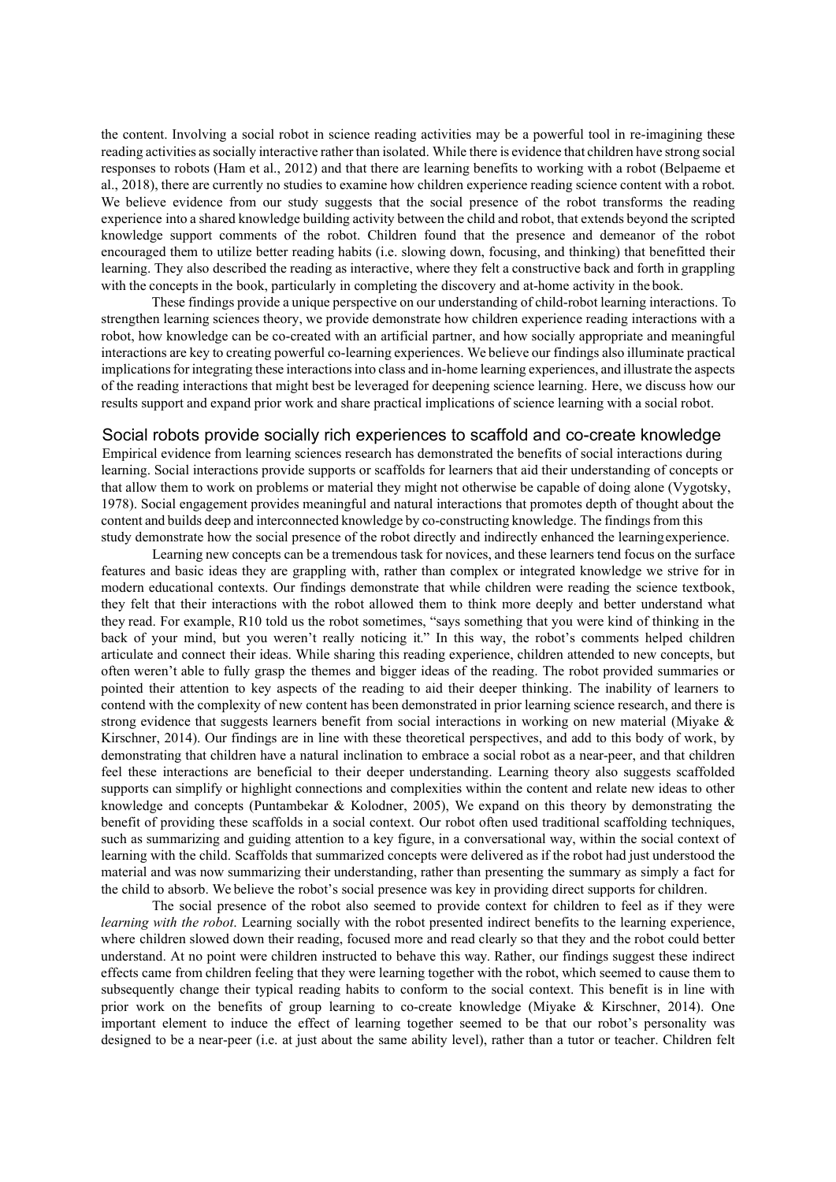the content. Involving a social robot in science reading activities may be a powerful tool in re-imagining these reading activities as socially interactive rather than isolated. While there is evidence that children have strong social responses to robots (Ham et al., 2012) and that there are learning benefits to working with a robot (Belpaeme et al., 2018), there are currently no studies to examine how children experience reading science content with a robot. We believe evidence from our study suggests that the social presence of the robot transforms the reading experience into a shared knowledge building activity between the child and robot, that extends beyond the scripted knowledge support comments of the robot. Children found that the presence and demeanor of the robot encouraged them to utilize better reading habits (i.e. slowing down, focusing, and thinking) that benefitted their learning. They also described the reading as interactive, where they felt a constructive back and forth in grappling with the concepts in the book, particularly in completing the discovery and at-home activity in the book.

These findings provide a unique perspective on our understanding of child-robot learning interactions. To strengthen learning sciences theory, we provide demonstrate how children experience reading interactions with a robot, how knowledge can be co-created with an artificial partner, and how socially appropriate and meaningful interactions are key to creating powerful co-learning experiences. We believe our findings also illuminate practical implications for integrating these interactions into class and in-home learning experiences, and illustrate the aspects of the reading interactions that might best be leveraged for deepening science learning. Here, we discuss how our results support and expand prior work and share practical implications of science learning with a social robot.

## Social robots provide socially rich experiences to scaffold and co-create knowledge

Empirical evidence from learning sciences research has demonstrated the benefits of social interactions during learning. Social interactions provide supports or scaffolds for learners that aid their understanding of concepts or that allow them to work on problems or material they might not otherwise be capable of doing alone (Vygotsky, 1978). Social engagement provides meaningful and natural interactions that promotes depth of thought about the content and builds deep and interconnected knowledge by co-constructing knowledge. The findings from this study demonstrate how the social presence of the robot directly and indirectly enhanced the learning experience.

Learning new concepts can be a tremendous task for novices, and these learners tend focus on the surface features and basic ideas they are grappling with, rather than complex or integrated knowledge we strive for in modern educational contexts. Our findings demonstrate that while children were reading the science textbook, they felt that their interactions with the robot allowed them to think more deeply and better understand what they read. For example, R10 told us the robot sometimes, "says something that you were kind of thinking in the back of your mind, but you weren't really noticing it." In this way, the robot's comments helped children articulate and connect their ideas. While sharing this reading experience, children attended to new concepts, but often weren't able to fully grasp the themes and bigger ideas of the reading. The robot provided summaries or pointed their attention to key aspects of the reading to aid their deeper thinking. The inability of learners to contend with the complexity of new content has been demonstrated in prior learning science research, and there is strong evidence that suggests learners benefit from social interactions in working on new material (Miyake & Kirschner, 2014). Our findings are in line with these theoretical perspectives, and add to this body of work, by demonstrating that children have a natural inclination to embrace a social robot as a near-peer, and that children feel these interactions are beneficial to their deeper understanding. Learning theory also suggests scaffolded supports can simplify or highlight connections and complexities within the content and relate new ideas to other knowledge and concepts (Puntambekar & Kolodner, 2005), We expand on this theory by demonstrating the benefit of providing these scaffolds in a social context. Our robot often used traditional scaffolding techniques, such as summarizing and guiding attention to a key figure, in a conversational way, within the social context of learning with the child. Scaffolds that summarized concepts were delivered as if the robot had just understood the material and was now summarizing their understanding, rather than presenting the summary as simply a fact for the child to absorb. We believe the robot's social presence was key in providing direct supports for children.

The social presence of the robot also seemed to provide context for children to feel as if they were *learning with the robot*. Learning socially with the robot presented indirect benefits to the learning experience, where children slowed down their reading, focused more and read clearly so that they and the robot could better understand. At no point were children instructed to behave this way. Rather, our findings suggest these indirect effects came from children feeling that they were learning together with the robot, which seemed to cause them to subsequently change their typical reading habits to conform to the social context. This benefit is in line with prior work on the benefits of group learning to co-create knowledge (Miyake & Kirschner, 2014). One important element to induce the effect of learning together seemed to be that our robot's personality was designed to be a near-peer (i.e. at just about the same ability level), rather than a tutor or teacher. Children felt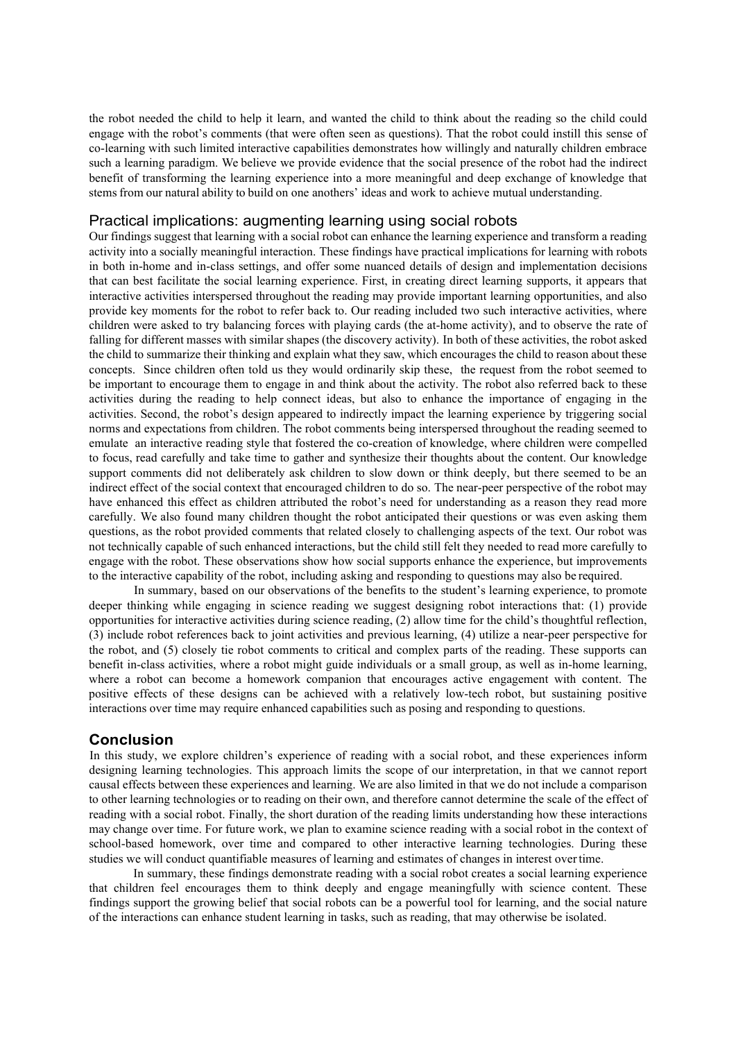the robot needed the child to help it learn, and wanted the child to think about the reading so the child could engage with the robot's comments (that were often seen as questions). That the robot could instill this sense of co-learning with such limited interactive capabilities demonstrates how willingly and naturally children embrace such a learning paradigm. We believe we provide evidence that the social presence of the robot had the indirect benefit of transforming the learning experience into a more meaningful and deep exchange of knowledge that stems from our natural ability to build on one anothers' ideas and work to achieve mutual understanding.

## Practical implications: augmenting learning using social robots

Our findings suggest that learning with a social robot can enhance the learning experience and transform a reading activity into a socially meaningful interaction. These findings have practical implications for learning with robots in both in-home and in-class settings, and offer some nuanced details of design and implementation decisions that can best facilitate the social learning experience. First, in creating direct learning supports, it appears that interactive activities interspersed throughout the reading may provide important learning opportunities, and also provide key moments for the robot to refer back to. Our reading included two such interactive activities, where children were asked to try balancing forces with playing cards (the at-home activity), and to observe the rate of falling for different masses with similar shapes (the discovery activity). In both of these activities, the robot asked the child to summarize their thinking and explain what they saw, which encourages the child to reason about these concepts. Since children often told us they would ordinarily skip these, the request from the robot seemed to be important to encourage them to engage in and think about the activity. The robot also referred back to these activities during the reading to help connect ideas, but also to enhance the importance of engaging in the activities. Second, the robot's design appeared to indirectly impact the learning experience by triggering social norms and expectations from children. The robot comments being interspersed throughout the reading seemed to emulate an interactive reading style that fostered the co-creation of knowledge, where children were compelled to focus, read carefully and take time to gather and synthesize their thoughts about the content. Our knowledge support comments did not deliberately ask children to slow down or think deeply, but there seemed to be an indirect effect of the social context that encouraged children to do so. The near-peer perspective of the robot may have enhanced this effect as children attributed the robot's need for understanding as a reason they read more carefully. We also found many children thought the robot anticipated their questions or was even asking them questions, as the robot provided comments that related closely to challenging aspects of the text. Our robot was not technically capable of such enhanced interactions, but the child still felt they needed to read more carefully to engage with the robot. These observations show how social supports enhance the experience, but improvements to the interactive capability of the robot, including asking and responding to questions may also be required.

In summary, based on our observations of the benefits to the student's learning experience, to promote deeper thinking while engaging in science reading we suggest designing robot interactions that: (1) provide opportunities for interactive activities during science reading, (2) allow time for the child's thoughtful reflection, (3) include robot references back to joint activities and previous learning, (4) utilize a near-peer perspective for the robot, and (5) closely tie robot comments to critical and complex parts of the reading. These supports can benefit in-class activities, where a robot might guide individuals or a small group, as well as in-home learning, where a robot can become a homework companion that encourages active engagement with content. The positive effects of these designs can be achieved with a relatively low-tech robot, but sustaining positive interactions over time may require enhanced capabilities such as posing and responding to questions.

## Conclusion

In this study, we explore children's experience of reading with a social robot, and these experiences inform designing learning technologies. This approach limits the scope of our interpretation, in that we cannot report causal effects between these experiences and learning. We are also limited in that we do not include a comparison to other learning technologies or to reading on their own, and therefore cannot determine the scale of the effect of reading with a social robot. Finally, the short duration of the reading limits understanding how these interactions may change over time. For future work, we plan to examine science reading with a social robot in the context of school-based homework, over time and compared to other interactive learning technologies. During these studies we will conduct quantifiable measures of learning and estimates of changes in interest over time.

In summary, these findings demonstrate reading with a social robot creates a social learning experience that children feel encourages them to think deeply and engage meaningfully with science content. These findings support the growing belief that social robots can be a powerful tool for learning, and the social nature of the interactions can enhance student learning in tasks, such as reading, that may otherwise be isolated.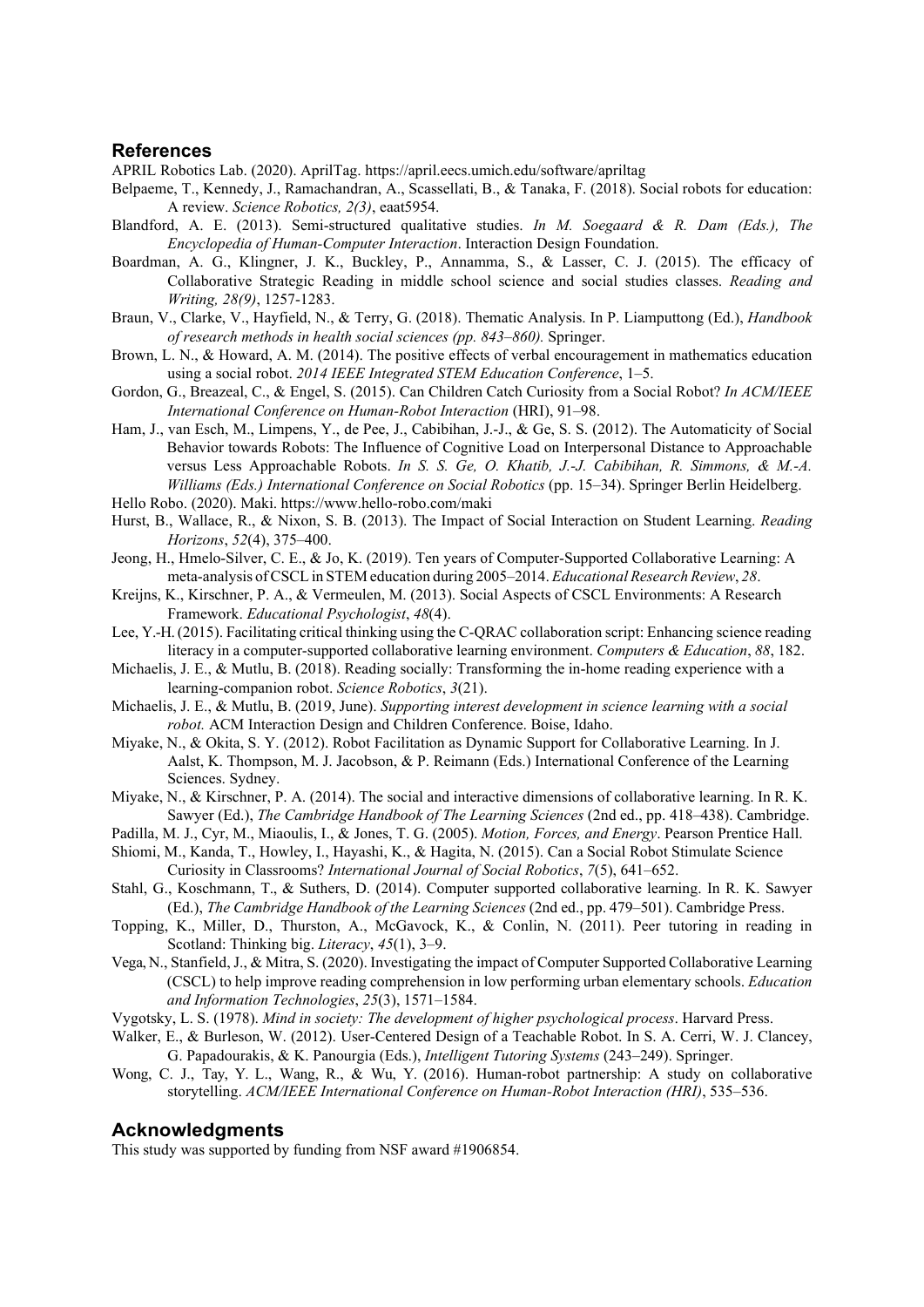## References

APRIL Robotics Lab. (2020). AprilTag. https://april.eecs.umich.edu/software/apriltag

Belpaeme, T., Kennedy, J., Ramachandran, A., Scassellati, B., & Tanaka, F. (2018). Social robots for education: A review. *Science Robotics, 2(3)*, eaat5954.

Blandford, A. E. (2013). Semi-structured qualitative studies. *In M. Soegaard & R. Dam (Eds.), The Encyclopedia of Human-Computer Interaction*. Interaction Design Foundation.

Boardman, A. G., Klingner, J. K., Buckley, P., Annamma, S., & Lasser, C. J. (2015). The efficacy of Collaborative Strategic Reading in middle school science and social studies classes. *Reading and Writing, 28(9)*, 1257-1283.

Braun, V., Clarke, V., Hayfield, N., & Terry, G. (2018). Thematic Analysis. In P. Liamputtong (Ed.), *Handbook of research methods in health social sciences (pp. 843–860).* Springer.

Brown, L. N., & Howard, A. M. (2014). The positive effects of verbal encouragement in mathematics education using a social robot. *2014 IEEE Integrated STEM Education Conference*, 1–5.

Gordon, G., Breazeal, C., & Engel, S. (2015). Can Children Catch Curiosity from a Social Robot? *In ACM/IEEE International Conference on Human-Robot Interaction* (HRI), 91–98.

Ham, J., van Esch, M., Limpens, Y., de Pee, J., Cabibihan, J.-J., & Ge, S. S. (2012). The Automaticity of Social Behavior towards Robots: The Influence of Cognitive Load on Interpersonal Distance to Approachable versus Less Approachable Robots. *In S. S. Ge, O. Khatib, J.-J. Cabibihan, R. Simmons, & M.-A. Williams (Eds.) International Conference on Social Robotics* (pp. 15–34). Springer Berlin Heidelberg.

Hello Robo. (2020). Maki. https://www.hello-robo.com/maki

Hurst, B., Wallace, R., & Nixon, S. B. (2013). The Impact of Social Interaction on Student Learning. *Reading Horizons*, *52*(4), 375–400.

Jeong, H., Hmelo-Silver, C. E., & Jo, K. (2019). Ten years of Computer-Supported Collaborative Learning: A meta-analysis of CSCL in STEM education during 2005–2014. *Educational Research Review*, *28*.

Kreijns, K., Kirschner, P. A., & Vermeulen, M. (2013). Social Aspects of CSCL Environments: A Research Framework. *Educational Psychologist*, *48*(4).

Lee, Y.-H. (2015). Facilitating critical thinking using the C-QRAC collaboration script: Enhancing science reading literacy in a computer-supported collaborative learning environment. *Computers & Education*, *88*, 182.

Michaelis, J. E., & Mutlu, B. (2018). Reading socially: Transforming the in-home reading experience with a learning-companion robot. *Science Robotics*, *3*(21).

Michaelis, J. E., & Mutlu, B. (2019, June). *Supporting interest development in science learning with a social robot.* ACM Interaction Design and Children Conference. Boise, Idaho.

Miyake, N., & Okita, S. Y. (2012). Robot Facilitation as Dynamic Support for Collaborative Learning. In J. Aalst, K. Thompson, M. J. Jacobson, & P. Reimann (Eds.) International Conference of the Learning Sciences. Sydney.

Miyake, N., & Kirschner, P. A. (2014). The social and interactive dimensions of collaborative learning. In R. K. Sawyer (Ed.), *The Cambridge Handbook of The Learning Sciences* (2nd ed., pp. 418–438). Cambridge.

Padilla, M. J., Cyr, M., Miaoulis, I., & Jones, T. G. (2005). *Motion, Forces, and Energy*. Pearson Prentice Hall.

Shiomi, M., Kanda, T., Howley, I., Hayashi, K., & Hagita, N. (2015). Can a Social Robot Stimulate Science Curiosity in Classrooms? *International Journal of Social Robotics*, *7*(5), 641–652.

Stahl, G., Koschmann, T., & Suthers, D. (2014). Computer supported collaborative learning. In R. K. Sawyer (Ed.), *The Cambridge Handbook of the Learning Sciences* (2nd ed., pp. 479–501). Cambridge Press.

Topping, K., Miller, D., Thurston, A., McGavock, K., & Conlin, N. (2011). Peer tutoring in reading in Scotland: Thinking big. *Literacy*, *45*(1), 3–9.

Vega, N., Stanfield, J., & Mitra, S. (2020). Investigating the impact of Computer Supported Collaborative Learning (CSCL) to help improve reading comprehension in low performing urban elementary schools. *Education and Information Technologies*, *25*(3), 1571–1584.

Vygotsky, L. S. (1978). *Mind in society: The development of higher psychological process*. Harvard Press.

Walker, E., & Burleson, W. (2012). User-Centered Design of a Teachable Robot. In S. A. Cerri, W. J. Clancey, G. Papadourakis, & K. Panourgia (Eds.), *Intelligent Tutoring Systems* (243–249). Springer.

Wong, C. J., Tay, Y. L., Wang, R., & Wu, Y. (2016). Human-robot partnership: A study on collaborative storytelling. *ACM/IEEE International Conference on Human-Robot Interaction (HRI)*, 535–536.

## Acknowledgments

This study was supported by funding from NSF award #1906854.